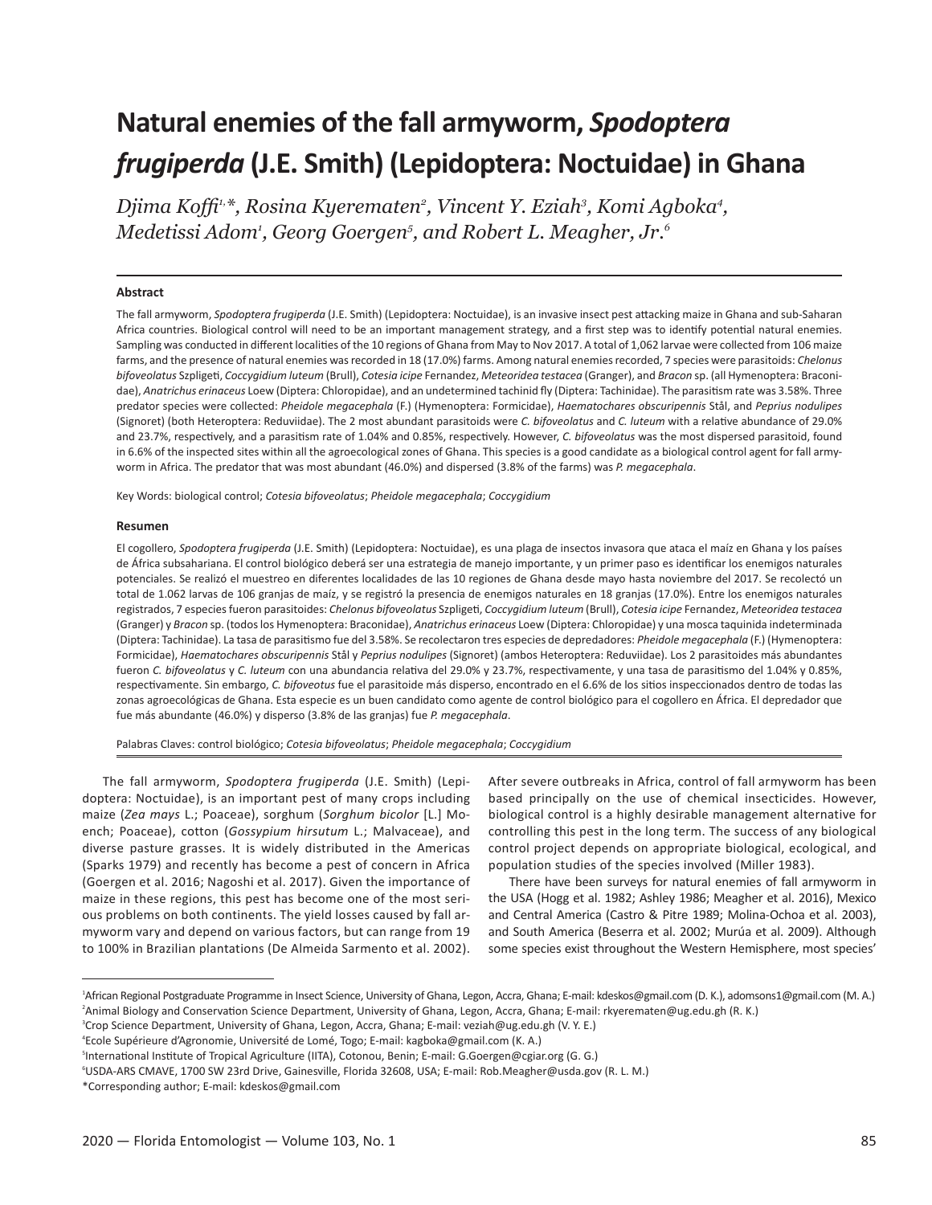# Natural enemies of the fall armyworm, *Spodoptera frugiperda* (J.E. Smith) (Lepidoptera: Noctuidae) in Ghana

*Djima Koffi[1,*], Rosina Kyerematen[2], Vincent Y. Eziah[3], Komi Agboka[4], Medetissi Adom[1], Georg Goergen[5], and Robert L. Meagher, Jr.[6]*

## Abstract

The fall armyworm, *Spodoptera frugiperda* (J.E. Smith) (Lepidoptera: Noctuidae), is an invasive insect pest attacking maize in Ghana and sub-Saharan Africa countries. Biological control will need to be an important management strategy, and a first step was to identify potential natural enemies. Sampling was conducted in different localities of the 10 regions of Ghana from May to Nov 2017. A total of 1,062 larvae were collected from 106 maize farms, and the presence of natural enemies was recorded in 18 (17.0%) farms. Among natural enemies recorded, 7 species were parasitoids: *Chelonus bifoveolatus* Szpligeti, *Coccygidium luteum* (Brull), *Cotesia icipe* Fernandez, *Meteoridea testacea* (Granger), and *Bracon* sp. (all Hymenoptera: Braconidae), *Anatrichus erinaceus* Loew (Diptera: Chloropidae), and an undetermined tachinid fly (Diptera: Tachinidae). The parasitism rate was 3.58%. Three predator species were collected: *Pheidole megacephala* (F.) (Hymenoptera: Formicidae), *Haematochares obscuripennis* Stål, and *Peprius nodulipes* (Signoret) (both Heteroptera: Reduviidae). The 2 most abundant parasitoids were *C. bifoveolatus* and *C. luteum* with a relative abundance of 29.0% and 23.7%, respectively, and a parasitism rate of 1.04% and 0.85%, respectively. However, *C. bifoveolatus* was the most dispersed parasitoid, found in 6.6% of the inspected sites within all the agroecological zones of Ghana. This species is a good candidate as a biological control agent for fall armyworm in Africa. The predator that was most abundant (46.0%) and dispersed (3.8% of the farms) was *P. megacephala*.

Key Words: biological control; *Cotesia bifoveolatus*; *Pheidole megacephala*; *Coccygidium*

## Resumen

El cogollero, *Spodoptera frugiperda* (J.E. Smith) (Lepidoptera: Noctuidae), es una plaga de insectos invasora que ataca el maíz en Ghana y los países de África subsahariana. El control biológico deberá ser una estrategia de manejo importante, y un primer paso es identificar los enemigos naturales potenciales. Se realizó el muestreo en diferentes localidades de las 10 regiones de Ghana desde mayo hasta noviembre del 2017. Se recolectó un total de 1.062 larvas de 106 granjas de maíz, y se registró la presencia de enemigos naturales en 18 granjas (17.0%). Entre los enemigos naturales registrados, 7 especies fueron parasitoides: *Chelonus bifoveolatus* Szpligeti, *Coccygidium luteum* (Brull), *Cotesia icipe* Fernandez, *Meteoridea testacea* (Granger) y *Bracon* sp. (todos los Hymenoptera: Braconidae), *Anatrichus erinaceus* Loew (Diptera: Chloropidae) y una mosca taquinida indeterminada (Diptera: Tachinidae). La tasa de parasitismo fue del 3.58%. Se recolectaron tres especies de depredadores: *Pheidole megacephala* (F.) (Hymenoptera: Formicidae), *Haematochares obscuripennis* Stål y *Peprius nodulipes* (Signoret) (ambos Heteroptera: Reduviidae). Los 2 parasitoides más abundantes fueron *C. bifoveolatus* y *C. luteum* con una abundancia relativa del 29.0% y 23.7%, respectivamente, y una tasa de parasitismo del 1.04% y 0.85%, respectivamente. Sin embargo, *C. bifoveotus* fue el parasitoide más disperso, encontrado en el 6.6% de los sitios inspeccionados dentro de todas las zonas agroecológicas de Ghana. Esta especie es un buen candidato como agente de control biológico para el cogollero en África. El depredador que fue más abundante (46.0%) y disperso (3.8% de las granjas) fue *P. megacephala*.

Palabras Claves: control biológico; *Cotesia bifoveolatus*; *Pheidole megacephala*; *Coccygidium*

The fall armyworm, *Spodoptera frugiperda* (J.E. Smith) (Lepidoptera: Noctuidae), is an important pest of many crops including maize (*Zea mays* L.; Poaceae), sorghum (*Sorghum bicolor* [L.] Moench; Poaceae), cotton (*Gossypium hirsutum* L.; Malvaceae), and diverse pasture grasses. It is widely distributed in the Americas (Sparks 1979) and recently has become a pest of concern in Africa (Goergen et al. 2016; Nagoshi et al. 2017). Given the importance of maize in these regions, this pest has become one of the most serious problems on both continents. The yield losses caused by fall armyworm vary and depend on various factors, but can range from 19 to 100% in Brazilian plantations (De Almeida Sarmento et al. 2002). After severe outbreaks in Africa, control of fall armyworm has been based principally on the use of chemical insecticides. However, biological control is a highly desirable management alternative for controlling this pest in the long term. The success of any biological control project depends on appropriate biological, ecological, and population studies of the species involved (Miller 1983).

There have been surveys for natural enemies of fall armyworm in the USA (Hogg et al. 1982; Ashley 1986; Meagher et al. 2016), Mexico and Central America (Castro & Pitre 1989; Molina-Ochoa et al. 2003), and South America (Beserra et al. 2002; Murúa et al. 2009). Although some species exist throughout the Western Hemisphere, most species'

---

[1]African Regional Postgraduate Programme in Insect Science, University of Ghana, Legon, Accra, Ghana; E-mail: kdeskos@gmail.com (D. K.), adomsons1@gmail.com (M. A.)
[2]Animal Biology and Conservation Science Department, University of Ghana, Legon, Accra, Ghana; E-mail: rkyerematen@ug.edu.gh (R. K.)
[3]Crop Science Department, University of Ghana, Legon, Accra, Ghana; E-mail: veziah@ug.edu.gh (V. Y. E.)
[4]Ecole Supérieure d'Agronomie, Université de Lomé, Togo; E-mail: kagboka@gmail.com (K. A.)
[5]International Institute of Tropical Agriculture (IITA), Cotonou, Benin; E-mail: G.Goergen@cgiar.org (G. G.)
[6]USDA-ARS CMAVE, 1700 SW 23rd Drive, Gainesville, Florida 32608, USA; E-mail: Rob.Meagher@usda.gov (R. L. M.)
*Corresponding author; E-mail: kdeskos@gmail.com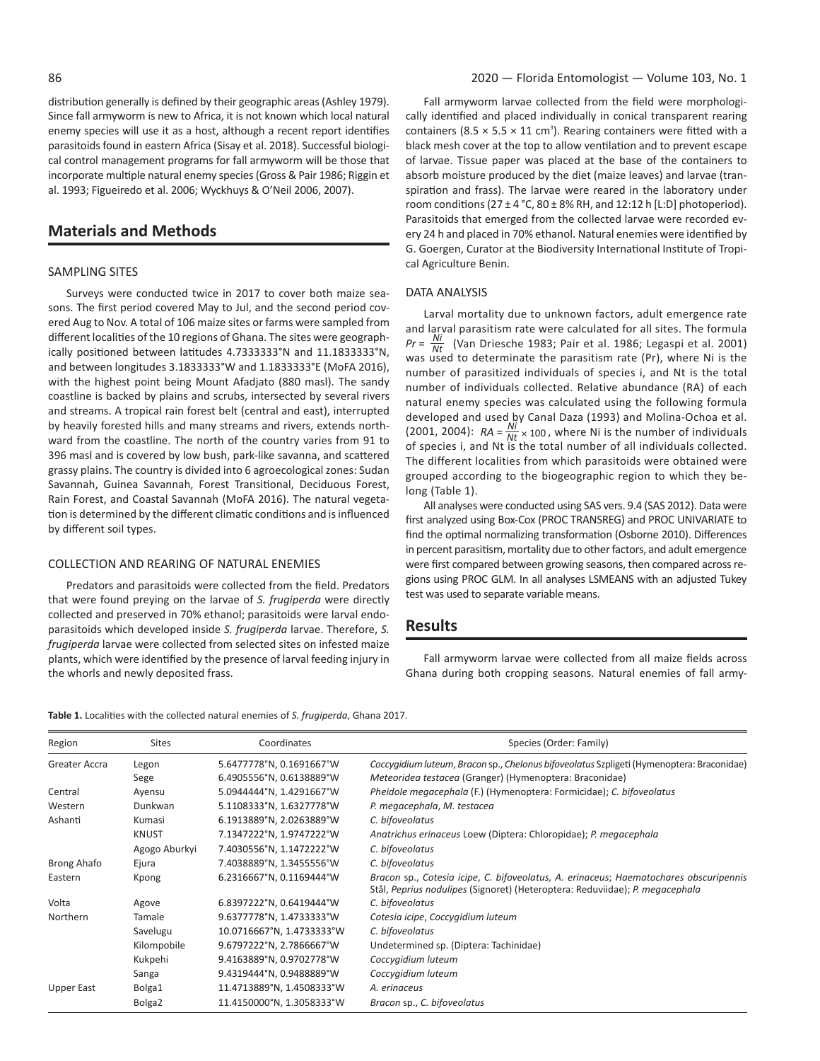distribution generally is defined by their geographic areas (Ashley 1979). Since fall armyworm is new to Africa, it is not known which local natural enemy species will use it as a host, although a recent report identifies parasitoids found in eastern Africa (Sisay et al. 2018). Successful biological control management programs for fall armyworm will be those that incorporate multiple natural enemy species (Gross & Pair 1986; Riggin et al. 1993; Figueiredo et al. 2006; Wyckhuys & O'Neil 2006, 2007).

## Materials and Methods

### SAMPLING SITES

Surveys were conducted twice in 2017 to cover both maize seasons. The first period covered May to Jul, and the second period covered Aug to Nov. A total of 106 maize sites or farms were sampled from different localities of the 10 regions of Ghana. The sites were geographically positioned between latitudes 4.7333333°N and 11.1833333°N, and between longitudes 3.1833333°W and 1.1833333°E (MoFA 2016), with the highest point being Mount Afadjato (880 masl). The sandy coastline is backed by plains and scrubs, intersected by several rivers and streams. A tropical rain forest belt (central and east), interrupted by heavily forested hills and many streams and rivers, extends northward from the coastline. The north of the country varies from 91 to 396 masl and is covered by low bush, park-like savanna, and scattered grassy plains. The country is divided into 6 agroecological zones: Sudan Savannah, Guinea Savannah, Forest Transitional, Deciduous Forest, Rain Forest, and Coastal Savannah (MoFA 2016). The natural vegetation is determined by the different climatic conditions and is influenced by different soil types.

### COLLECTION AND REARING OF NATURAL ENEMIES

Predators and parasitoids were collected from the field. Predators that were found preying on the larvae of *S. frugiperda* were directly collected and preserved in 70% ethanol; parasitoids were larval endoparasitoids which developed inside *S. frugiperda* larvae. Therefore, *S. frugiperda* larvae were collected from selected sites on infested maize plants, which were identified by the presence of larval feeding injury in the whorls and newly deposited frass.

Fall armyworm larvae collected from the field were morphologically identified and placed individually in conical transparent rearing containers (8.5 × 5.5 × 11 $cm^3$). Rearing containers were fitted with a black mesh cover at the top to allow ventilation and to prevent escape of larvae. Tissue paper was placed at the base of the containers to absorb moisture produced by the diet (maize leaves) and larvae (transpiration and frass). The larvae were reared in the laboratory under room conditions (27 ± 4 °C, 80 ± 8% RH, and 12:12 h [L:D] photoperiod). Parasitoids that emerged from the collected larvae were recorded every 24 h and placed in 70% ethanol. Natural enemies were identified by G. Goergen, Curator at the Biodiversity International Institute of Tropical Agriculture Benin.

### DATA ANALYSIS

Larval mortality due to unknown factors, adult emergence rate and larval parasitism rate were calculated for all sites. The formula $Pr = \frac{Ni}{Nt}$ (Van Driesche 1983; Pair et al. 1986; Legaspi et al. 2001) was used to determinate the parasitism rate (Pr), where Ni is the number of parasitized individuals of species i, and Nt is the total number of individuals collected. Relative abundance (RA) of each natural enemy species was calculated using the following formula developed and used by Canal Daza (1993) and Molina-Ochoa et al. (2001, 2004): $RA = \frac{Ni}{Nt} \times 100$, where Ni is the number of individuals of species i, and Nt is the total number of all individuals collected. The different localities from which parasitoids were obtained were grouped according to the biogeographic region to which they belong (Table 1).

All analyses were conducted using SAS vers. 9.4 (SAS 2012). Data were first analyzed using Box-Cox (PROC TRANSREG) and PROC UNIVARIATE to find the optimal normalizing transformation (Osborne 2010). Differences in percent parasitism, mortality due to other factors, and adult emergence were first compared between growing seasons, then compared across regions using PROC GLM. In all analyses LSMEANS with an adjusted Tukey test was used to separate variable means.

## Results

Fall armyworm larvae were collected from all maize fields across Ghana during both cropping seasons. Natural enemies of fall army-

**Table 1.** Localities with the collected natural enemies of *S. frugiperda*, Ghana 2017.

| Region | Sites | Coordinates | Species (Order: Family) |
|---|---|---|---|
| Greater Accra | Legon | 5.6477778°N, 0.1691667°W | *Coccygidium luteum*, *Bracon* sp., *Chelonus bifoveolatus* Szpligeti (Hymenoptera: Braconidae) |
| | Sege | 6.4905556°N, 0.6138889°W | *Meteoridea testacea* (Granger) (Hymenoptera: Braconidae) |
| Central | Ayensu | 5.0944444°N, 1.4291667°W | *Pheidole megacephala* (F.) (Hymenoptera: Formicidae); *C. bifoveolatus* |
| Western | Dunkwan | 5.1108333°N, 1.6327778°W | *P. megacephala*, *M. testacea* |
| Ashanti | Kumasi | 6.1913889°N, 2.0263889°W | *C. bifoveolatus* |
| | KNUST | 7.1347222°N, 1.9747222°W | *Anatrichus erinaceus* Loew (Diptera: Chloropidae); *P. megacephala* |
| | Agogo Aburkyi | 7.4030556°N, 1.1472222°W | *C. bifoveolatus* |
| Brong Ahafo | Ejura | 7.4038889°N, 1.3455556°W | *C. bifoveolatus* |
| Eastern | Kpong | 6.2316667°N, 0.1169444°W | *Bracon* sp., *Cotesia icipe*, *C. bifoveolatus*, *A. erinaceus*; *Haematochares obscuripennis* Stål, *Peprius nodulipes* (Signoret) (Heteroptera: Reduviidae); *P. megacephala* |
| Volta | Agove | 6.8397222°N, 0.6419444°W | *C. bifoveolatus* |
| Northern | Tamale | 9.6377778°N, 1.4733333°W | *Cotesia icipe*, *Coccygidium luteum* |
| | Savelugu | 10.0716667°N, 1.4733333°W | *C. bifoveolatus* |
| | Kilompobile | 9.6797222°N, 2.7866667°W | Undetermined sp. (Diptera: Tachinidae) |
| | Kukpehi | 9.4163889°N, 0.9702778°W | *Coccygidium luteum* |
| | Sanga | 9.4319444°N, 0.9488889°W | *Coccygidium luteum* |
| Upper East | Bolga1 | 11.4713889°N, 1.4508333°W | *A. erinaceus* |
| | Bolga2 | 11.4150000°N, 1.3058333°W | *Bracon* sp., *C. bifoveolatus* |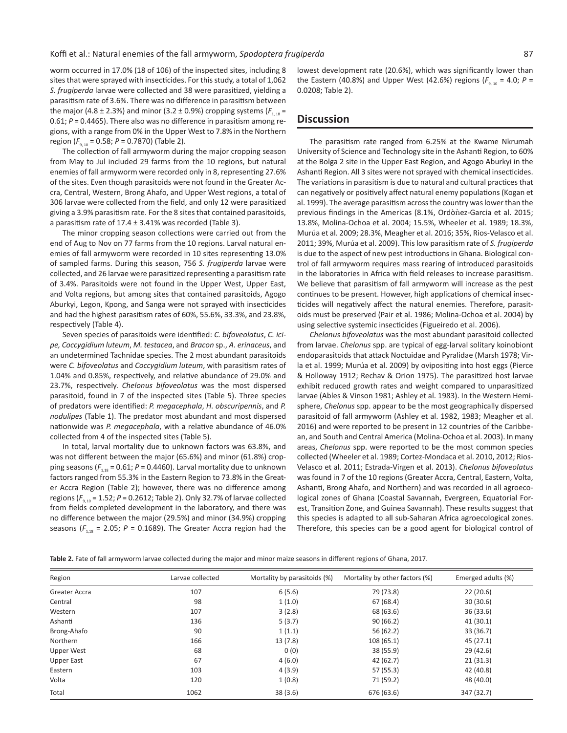worm occurred in 17.0% (18 of 106) of the inspected sites, including 8 sites that were sprayed with insecticides. For this study, a total of 1,062 *S. frugiperda* larvae were collected and 38 were parasitized, yielding a parasitism rate of 3.6%. There was no difference in parasitism between the major (4.8 ± 2.3%) and minor (3.2 ± 0.9%) cropping systems ($F_{1,18}$ = 0.61; $P$ = 0.4465). There also was no difference in parasitism among regions, with a range from 0% in the Upper West to 7.8% in the Northern region ($F_{9,10}$ = 0.58; $P$ = 0.7870) (Table 2).

The collection of fall armyworm during the major cropping season from May to Jul included 29 farms from the 10 regions, but natural enemies of fall armyworm were recorded only in 8, representing 27.6% of the sites. Even though parasitoids were not found in the Greater Accra, Central, Western, Brong Ahafo, and Upper West regions, a total of 306 larvae were collected from the field, and only 12 were parasitized giving a 3.9% parasitism rate. For the 8 sites that contained parasitoids, a parasitism rate of 17.4 ± 3.41% was recorded (Table 3).

The minor cropping season collections were carried out from the end of Aug to Nov on 77 farms from the 10 regions. Larval natural enemies of fall armyworm were recorded in 10 sites representing 13.0% of sampled farms. During this season, 756 *S. frugiperda* larvae were collected, and 26 larvae were parasitized representing a parasitism rate of 3.4%. Parasitoids were not found in the Upper West, Upper East, and Volta regions, but among sites that contained parasitoids, Agogo Aburkyi, Legon, Kpong, and Sanga were not sprayed with insecticides and had the highest parasitism rates of 60%, 55.6%, 33.3%, and 23.8%, respectively (Table 4).

Seven species of parasitoids were identified: *C. bifoveolatus*, *C. icipe*, *Coccygidium luteum*, *M. testacea*, and *Bracon* sp., *A. erinaceus*, and an undetermined Tachnidae species. The 2 most abundant parasitoids were *C. bifoveolatus* and *Coccygidium luteum*, with parasitism rates of 1.04% and 0.85%, respectively, and relative abundance of 29.0% and 23.7%, respectively. *Chelonus bifoveolatus* was the most dispersed parasitoid, found in 7 of the inspected sites (Table 5). Three species of predators were identified: *P. megacephala*, *H. obscuripennis*, and *P. nodulipes* (Table 1). The predator most abundant and most dispersed nationwide was *P. megacephala*, with a relative abundance of 46.0% collected from 4 of the inspected sites (Table 5).

In total, larval mortality due to unknown factors was 63.8%, and was not different between the major (65.6%) and minor (61.8%) cropping seasons ($F_{1,18}$ = 0.61; $P$ = 0.4460). Larval mortality due to unknown factors ranged from 55.3% in the Eastern Region to 73.8% in the Greater Accra Region (Table 2); however, there was no difference among regions ($F_{9,10}$ = 1.52; $P$ = 0.2612; Table 2). Only 32.7% of larvae collected from fields completed development in the laboratory, and there was no difference between the major (29.5%) and minor (34.9%) cropping seasons ($F_{1,18}$ = 2.05; $P$ = 0.1689). The Greater Accra region had the lowest development rate (20.6%), which was significantly lower than the Eastern (40.8%) and Upper West (42.6%) regions ($F_{9,10}$ = 4.0; $P$ = 0.0208; Table 2).

## Discussion

The parasitism rate ranged from 6.25% at the Kwame Nkrumah University of Science and Technology site in the Ashanti Region, to 60% at the Bolga 2 site in the Upper East Region, and Agogo Aburkyi in the Ashanti Region. All 3 sites were not sprayed with chemical insecticides. The variations in parasitism is due to natural and cultural practices that can negatively or positively affect natural enemy populations (Kogan et al. 1999). The average parasitism across the country was lower than the previous findings in the Americas (8.1%, Ordòǹez-Garcia et al. 2015; 13.8%, Molina-Ochoa et al. 2004; 15.5%, Wheeler et al. 1989; 18.3%, Murúa et al. 2009; 28.3%, Meagher et al. 2016; 35%, Rios-Velasco et al. 2011; 39%, Murúa et al. 2009). This low parasitism rate of *S. frugiperda* is due to the aspect of new pest introductions in Ghana. Biological control of fall armyworm requires mass rearing of introduced parasitoids in the laboratories in Africa with field releases to increase parasitism. We believe that parasitism of fall armyworm will increase as the pest continues to be present. However, high applications of chemical insecticides will negatively affect the natural enemies. Therefore, parasitoids must be preserved (Pair et al. 1986; Molina-Ochoa et al. 2004) by using selective systemic insecticides (Figueiredo et al. 2006).

*Chelonus bifoveolatus* was the most abundant parasitoid collected from larvae. *Chelonus* spp. are typical of egg-larval solitary koinobiont endoparasitoids that attack Noctuidae and Pyralidae (Marsh 1978; Virla et al. 1999; Murúa et al. 2009) by ovipositing into host eggs (Pierce & Holloway 1912; Rechav & Orion 1975). The parasitized host larvae exhibit reduced growth rates and weight compared to unparasitized larvae (Ables & Vinson 1981; Ashley et al. 1983). In the Western Hemisphere, *Chelonus* spp. appear to be the most geographically dispersed parasitoid of fall armyworm (Ashley et al. 1982, 1983; Meagher et al. 2016) and were reported to be present in 12 countries of the Caribbean, and South and Central America (Molina-Ochoa et al. 2003). In many areas, *Chelonus* spp. were reported to be the most common species collected (Wheeler et al. 1989; Cortez-Mondaca et al. 2010, 2012; Rios-Velasco et al. 2011; Estrada-Virgen et al. 2013). *Chelonus bifoveolatus* was found in 7 of the 10 regions (Greater Accra, Central, Eastern, Volta, Ashanti, Brong Ahafo, and Northern) and was recorded in all agroecological zones of Ghana (Coastal Savannah, Evergreen, Equatorial Forest, Transition Zone, and Guinea Savannah). These results suggest that this species is adapted to all sub-Saharan Africa agroecological zones. Therefore, this species can be a good agent for biological control of

**Table 2.** Fate of fall armyworm larvae collected during the major and minor maize seasons in different regions of Ghana, 2017.

| Region | Larvae collected | Mortality by parasitoids (%) | Mortality by other factors (%) | Emerged adults (%) |
|---|---|---|---|---|
| Greater Accra | 107 | 6 (5.6) | 79 (73.8) | 22 (20.6) |
| Central | 98 | 1 (1.0) | 67 (68.4) | 30 (30.6) |
| Western | 107 | 3 (2.8) | 68 (63.6) | 36 (33.6) |
| Ashanti | 136 | 5 (3.7) | 90 (66.2) | 41 (30.1) |
| Brong-Ahafo | 90 | 1 (1.1) | 56 (62.2) | 33 (36.7) |
| Northern | 166 | 13 (7.8) | 108 (65.1) | 45 (27.1) |
| Upper West | 68 | 0 (0) | 38 (55.9) | 29 (42.6) |
| Upper East | 67 | 4 (6.0) | 42 (62.7) | 21 (31.3) |
| Eastern | 103 | 4 (3.9) | 57 (55.3) | 42 (40.8) |
| Volta | 120 | 1 (0.8) | 71 (59.2) | 48 (40.0) |
| Total | 1062 | 38 (3.6) | 676 (63.6) | 347 (32.7) |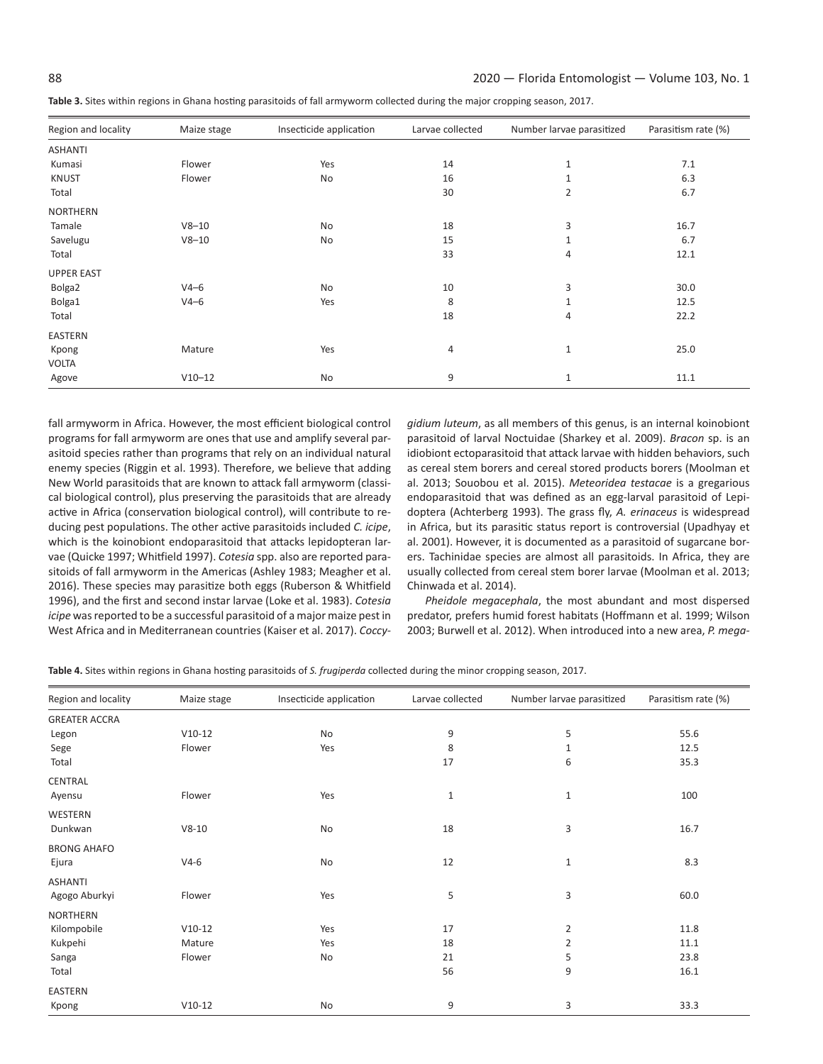**Table 3.** Sites within regions in Ghana hosting parasitoids of fall armyworm collected during the major cropping season, 2017.

| Region and locality | Maize stage | Insecticide application | Larvae collected | Number larvae parasitized | Parasitism rate (%) |
|---|---|---|---|---|---|
| ASHANTI | | | | | |
| Kumasi | Flower | Yes | 14 | 1 | 7.1 |
| KNUST | Flower | No | 16 | 1 | 6.3 |
| Total | | | 30 | 2 | 6.7 |
| NORTHERN | | | | | |
| Tamale | V8–10 | No | 18 | 3 | 16.7 |
| Savelugu | V8–10 | No | 15 | 1 | 6.7 |
| Total | | | 33 | 4 | 12.1 |
| UPPER EAST | | | | | |
| Bolga2 | V4–6 | No | 10 | 3 | 30.0 |
| Bolga1 | V4–6 | Yes | 8 | 1 | 12.5 |
| Total | | | 18 | 4 | 22.2 |
| EASTERN | | | | | |
| Kpong | Mature | Yes | 4 | 1 | 25.0 |
| VOLTA | | | | | |
| Agove | V10–12 | No | 9 | 1 | 11.1 |

fall armyworm in Africa. However, the most efficient biological control programs for fall armyworm are ones that use and amplify several parasitoid species rather than programs that rely on an individual natural enemy species (Riggin et al. 1993). Therefore, we believe that adding New World parasitoids that are known to attack fall armyworm (classical biological control), plus preserving the parasitoids that are already active in Africa (conservation biological control), will contribute to reducing pest populations. The other active parasitoids included *C. icipe*, which is the koinobiont endoparasitoid that attacks lepidopteran larvae (Quicke 1997; Whitfield 1997). *Cotesia* spp. also are reported parasitoids of fall armyworm in the Americas (Ashley 1983; Meagher et al. 2016). These species may parasitize both eggs (Ruberson & Whitfield 1996), and the first and second instar larvae (Loke et al. 1983). *Cotesia icipe* was reported to be a successful parasitoid of a major maize pest in West Africa and in Mediterranean countries (Kaiser et al. 2017). *Coccygidium luteum*, as all members of this genus, is an internal koinobiont parasitoid of larval Noctuidae (Sharkey et al. 2009). *Bracon* sp. is an idiobiont ectoparasitoid that attack larvae with hidden behaviors, such as cereal stem borers and cereal stored products borers (Moolman et al. 2013; Souobou et al. 2015). *Meteoridea testacae* is a gregarious endoparasitoid that was defined as an egg-larval parasitoid of Lepidoptera (Achterberg 1993). The grass fly, *A. erinaceus* is widespread in Africa, but its parasitic status report is controversial (Upadhyay et al. 2001). However, it is documented as a parasitoid of sugarcane borers. Tachinidae species are almost all parasitoids. In Africa, they are usually collected from cereal stem borer larvae (Moolman et al. 2013; Chinwada et al. 2014).

*Pheidole megacephala*, the most abundant and most dispersed predator, prefers humid forest habitats (Hoffmann et al. 1999; Wilson 2003; Burwell et al. 2012). When introduced into a new area, *P. mega-*

**Table 4.** Sites within regions in Ghana hosting parasitoids of *S. frugiperda* collected during the minor cropping season, 2017.

| Region and locality | Maize stage | Insecticide application | Larvae collected | Number larvae parasitized | Parasitism rate (%) |
|---|---|---|---|---|---|
| GREATER ACCRA | | | | | |
| Legon | V10-12 | No | 9 | 5 | 55.6 |
| Sege | Flower | Yes | 8 | 1 | 12.5 |
| Total | | | 17 | 6 | 35.3 |
| CENTRAL | | | | | |
| Ayensu | Flower | Yes | 1 | 1 | 100 |
| WESTERN | | | | | |
| Dunkwan | V8-10 | No | 18 | 3 | 16.7 |
| BRONG AHAFO | | | | | |
| Ejura | V4-6 | No | 12 | 1 | 8.3 |
| ASHANTI | | | | | |
| Agogo Aburkyi | Flower | Yes | 5 | 3 | 60.0 |
| NORTHERN | | | | | |
| Kilompobile | V10-12 | Yes | 17 | 2 | 11.8 |
| Kukpehi | Mature | Yes | 18 | 2 | 11.1 |
| Sanga | Flower | No | 21 | 5 | 23.8 |
| Total | | | 56 | 9 | 16.1 |
| EASTERN | | | | | |
| Kpong | V10-12 | No | 9 | 3 | 33.3 |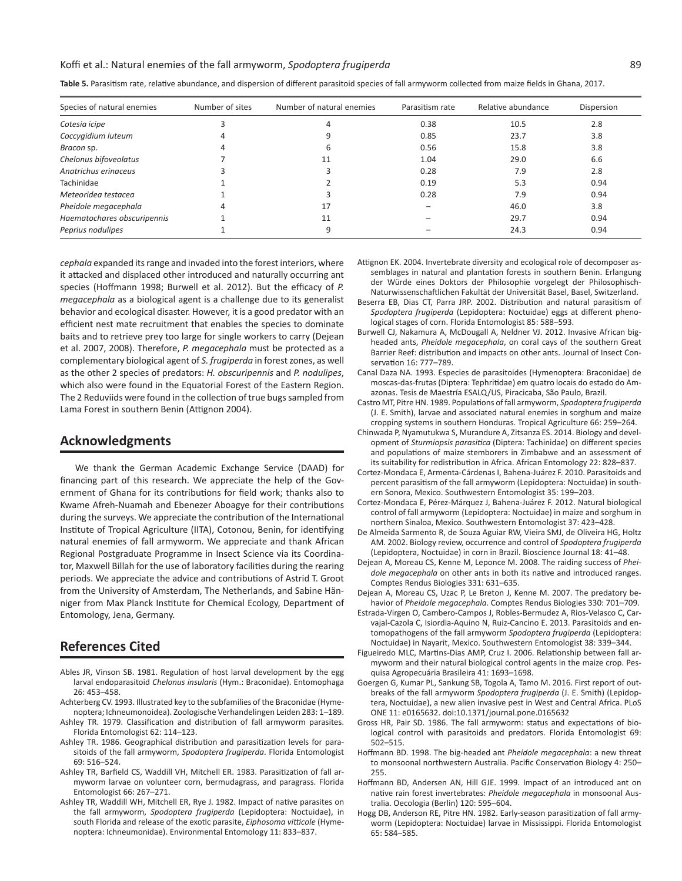**Table 5.** Parasitism rate, relative abundance, and dispersion of different parasitoid species of fall armyworm collected from maize fields in Ghana, 2017.

| Species of natural enemies | Number of sites | Number of natural enemies | Parasitism rate | Relative abundance | Dispersion |
|---|---|---|---|---|---|
| *Cotesia icipe* | 3 | 4 | 0.38 | 10.5 | 2.8 |
| *Coccygidium luteum* | 4 | 9 | 0.85 | 23.7 | 3.8 |
| *Bracon* sp. | 4 | 6 | 0.56 | 15.8 | 3.8 |
| *Chelonus bifoveolatus* | 7 | 11 | 1.04 | 29.0 | 6.6 |
| *Anatrichus erinaceus* | 3 | 3 | 0.28 | 7.9 | 2.8 |
| Tachinidae | 1 | 2 | 0.19 | 5.3 | 0.94 |
| *Meteoridea testacea* | 1 | 3 | 0.28 | 7.9 | 0.94 |
| *Pheidole megacephala* | 4 | 17 | – | 46.0 | 3.8 |
| *Haematochares obscuripennis* | 1 | 11 | – | 29.7 | 0.94 |
| *Peprius nodulipes* | 1 | 9 | – | 24.3 | 0.94 |

*cephala* expanded its range and invaded into the forest interiors, where it attacked and displaced other introduced and naturally occurring ant species (Hoffmann 1998; Burwell et al. 2012). But the efficacy of *P. megacephala* as a biological agent is a challenge due to its generalist behavior and ecological disaster. However, it is a good predator with an efficient nest mate recruitment that enables the species to dominate baits and to retrieve prey too large for single workers to carry (Dejean et al. 2007, 2008). Therefore, *P. megacephala* must be protected as a complementary biological agent of *S. frugiperda* in forest zones, as well as the other 2 species of predators: *H. obscuripennis* and *P. nodulipes*, which also were found in the Equatorial Forest of the Eastern Region. The 2 Reduviids were found in the collection of true bugs sampled from Lama Forest in southern Benin (Attignon 2004).

## Acknowledgments

We thank the German Academic Exchange Service (DAAD) for financing part of this research. We appreciate the help of the Government of Ghana for its contributions for field work; thanks also to Kwame Afreh-Nuamah and Ebenezer Aboagye for their contributions during the surveys. We appreciate the contribution of the International Institute of Tropical Agriculture (IITA), Cotonou, Benin, for identifying natural enemies of fall armyworm. We appreciate and thank African Regional Postgraduate Programme in Insect Science via its Coordinator, Maxwell Billah for the use of laboratory facilities during the rearing periods. We appreciate the advice and contributions of Astrid T. Groot from the University of Amsterdam, The Netherlands, and Sabine Hänniger from Max Planck Institute for Chemical Ecology, Department of Entomology, Jena, Germany.

## References Cited

Ables JR, Vinson SB. 1981. Regulation of host larval development by the egg larval endoparasitoid *Chelonus insularis* (Hym.: Braconidae). Entomophaga 26: 453–458.

Achterberg CV. 1993. Illustrated key to the subfamilies of the Braconidae (Hymenoptera; Ichneumonoidea). Zoologische Verhandelingen Leiden 283: 1–189.

Ashley TR. 1979. Classification and distribution of fall armyworm parasites. Florida Entomologist 62: 114–123.

Ashley TR. 1986. Geographical distribution and parasitization levels for parasitoids of the fall armyworm, *Spodoptera frugiperda*. Florida Entomologist 69: 516–524.

Ashley TR, Barfield CS, Waddill VH, Mitchell ER. 1983. Parasitization of fall armyworm larvae on volunteer corn, bermudagrass, and paragrass. Florida Entomologist 66: 267–271.

Ashley TR, Waddill WH, Mitchell ER, Rye J. 1982. Impact of native parasites on the fall armyworm, *Spodoptera frugiperda* (Lepidoptera: Noctuidae), in south Florida and release of the exotic parasite, *Eiphosoma vitticole* (Hymenoptera: Ichneumonidae). Environmental Entomology 11: 833–837.

Attignon EK. 2004. Invertebrate diversity and ecological role of decomposer assemblages in natural and plantation forests in southern Benin. Erlangung der Würde eines Doktors der Philosophie vorgelegt der Philosophisch-Naturwissenschaftlichen Fakultät der Universität Basel, Basel, Switzerland.

Beserra EB, Dias CT, Parra JRP. 2002. Distribution and natural parasitism of *Spodoptera frugiperda* (Lepidoptera: Noctuidae) eggs at different phenological stages of corn. Florida Entomologist 85: 588–593.

Burwell CJ, Nakamura A, McDougall A, Neldner VJ. 2012. Invasive African big-headed ants, *Pheidole megacephala*, on coral cays of the southern Great Barrier Reef: distribution and impacts on other ants. Journal of Insect Conservation 16: 777–789.

Canal Daza NA. 1993. Especies de parasitoides (Hymenoptera: Braconidae) de moscas-das-frutas (Diptera: Tephritidae) em quatro locais do estado do Amazonas. Tesis de Maestría ESALQ/US, Piracicaba, São Paulo, Brazil.

Castro MT, Pitre HN. 1989. Populations of fall armyworm, *Spodoptera frugiperda* (J. E. Smith), larvae and associated natural enemies in sorghum and maize cropping systems in southern Honduras. Tropical Agriculture 66: 259–264.

Chinwada P, Nyamutukwa S, Murandure A, Zitsanza ES. 2014. Biology and development of *Sturmiopsis parasitica* (Diptera: Tachinidae) on different species and populations of maize stemborers in Zimbabwe and an assessment of its suitability for redistribution in Africa. African Entomology 22: 828–837.

Cortez-Mondaca E, Armenta-Cárdenas I, Bahena-Juárez F. 2010. Parasitoids and percent parasitism of the fall armyworm (Lepidoptera: Noctuidae) in southern Sonora, Mexico. Southwestern Entomologist 35: 199–203.

Cortez-Mondaca E, Pérez-Márquez J, Bahena-Juárez F. 2012. Natural biological control of fall armyworm (Lepidoptera: Noctuidae) in maize and sorghum in northern Sinaloa, Mexico. Southwestern Entomologist 37: 423–428.

De Almeida Sarmento R, de Souza Aguiar RW, Vieira SMJ, de Oliveira HG, Holtz AM. 2002. Biology review, occurrence and control of *Spodoptera frugiperda* (Lepidoptera, Noctuidae) in corn in Brazil. Bioscience Journal 18: 41–48.

Dejean A, Moreau CS, Kenne M, Leponce M. 2008. The raiding success of *Pheidole megacephala* on other ants in both its native and introduced ranges. Comptes Rendus Biologies 331: 631–635.

Dejean A, Moreau CS, Uzac P, Le Breton J, Kenne M. 2007. The predatory behavior of *Pheidole megacephala*. Comptes Rendus Biologies 330: 701–709.

Estrada-Virgen O, Cambero-Campos J, Robles-Bermudez A, Rios-Velasco C, Carvajal-Cazola C, Isiordia-Aquino N, Ruiz-Cancino E. 2013. Parasitoids and entomopathogens of the fall armyworm *Spodoptera frugiperda* (Lepidoptera: Noctuidae) in Nayarit, Mexico. Southwestern Entomologist 38: 339–344.

Figueiredo MLC, Martins-Dias AMP, Cruz I. 2006. Relationship between fall armyworm and their natural biological control agents in the maize crop. Pesquisa Agropecuária Brasileira 41: 1693–1698.

Goergen G, Kumar PL, Sankung SB, Togola A, Tamo M. 2016. First report of outbreaks of the fall armyworm *Spodoptera frugiperda* (J. E. Smith) (Lepidoptera, Noctuidae), a new alien invasive pest in West and Central Africa. PLoS ONE 11: e0165632. doi:10.1371/journal.pone.0165632

Gross HR, Pair SD. 1986. The fall armyworm: status and expectations of biological control with parasitoids and predators. Florida Entomologist 69: 502–515.

Hoffmann BD. 1998. The big-headed ant *Pheidole megacephala*: a new threat to monsoonal northwestern Australia. Pacific Conservation Biology 4: 250–255.

Hoffmann BD, Andersen AN, Hill GJE. 1999. Impact of an introduced ant on native rain forest invertebrates: *Pheidole megacephala* in monsoonal Australia. Oecologia (Berlin) 120: 595–604.

Hogg DB, Anderson RE, Pitre HN. 1982. Early-season parasitization of fall armyworm (Lepidoptera: Noctuidae) larvae in Mississippi. Florida Entomologist 65: 584–585.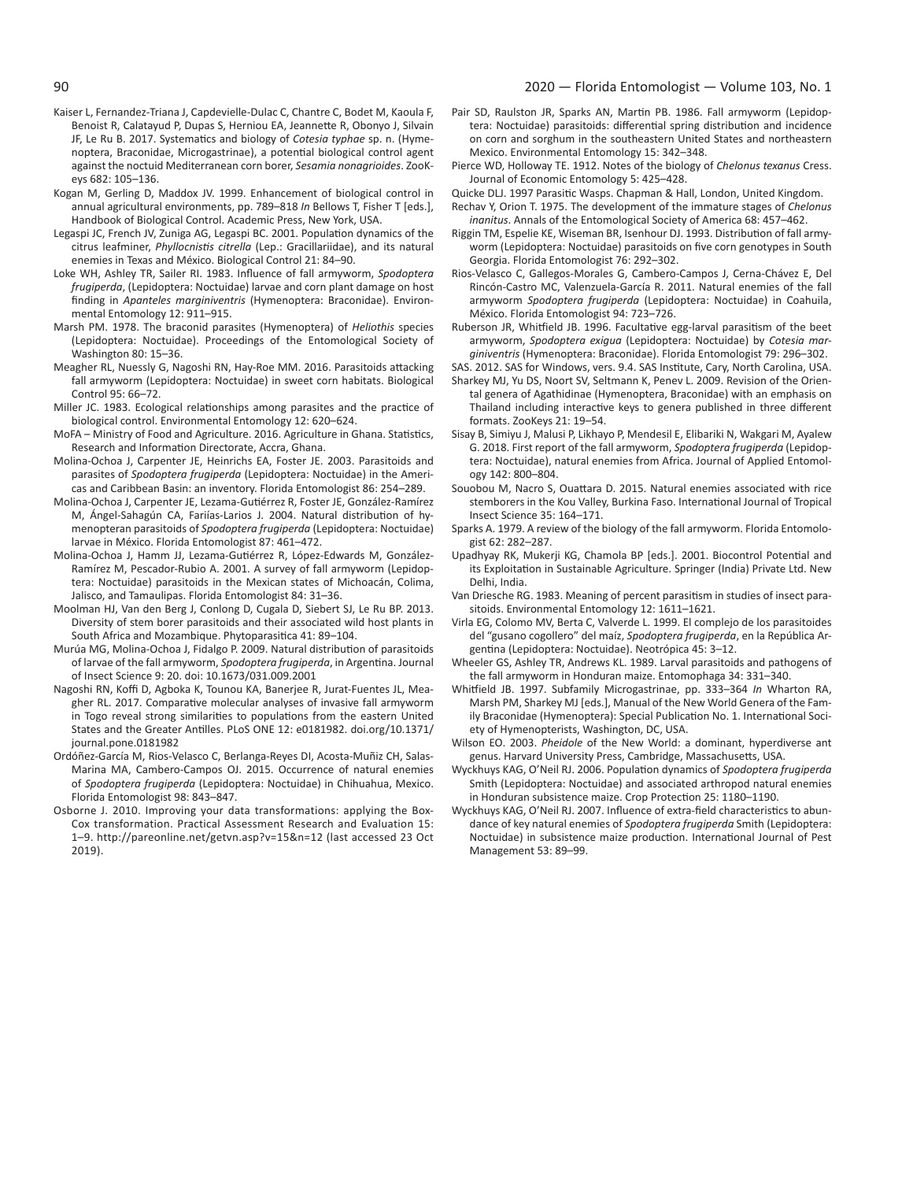Kaiser L, Fernandez-Triana J, Capdevielle-Dulac C, Chantre C, Bodet M, Kaoula F, Benoist R, Calatayud P, Dupas S, Herniou EA, Jeannette R, Obonyo J, Silvain JF, Le Ru B. 2017. Systematics and biology of *Cotesia typhae* sp. n. (Hymenoptera, Braconidae, Microgastrinae), a potential biological control agent against the noctuid Mediterranean corn borer, *Sesamia nonagrioides*. ZooKeys 682: 105–136.

Kogan M, Gerling D, Maddox JV. 1999. Enhancement of biological control in annual agricultural environments, pp. 789–818 *In* Bellows T, Fisher T [eds.], Handbook of Biological Control. Academic Press, New York, USA.

Legaspi JC, French JV, Zuniga AG, Legaspi BC. 2001. Population dynamics of the citrus leafminer, *Phyllocnistis citrella* (Lep.: Gracillariidae), and its natural enemies in Texas and México. Biological Control 21: 84–90.

Loke WH, Ashley TR, Sailer RI. 1983. Influence of fall armyworm, *Spodoptera frugiperda*, (Lepidoptera: Noctuidae) larvae and corn plant damage on host finding in *Apanteles marginiventris* (Hymenoptera: Braconidae). Environmental Entomology 12: 911–915.

Marsh PM. 1978. The braconid parasites (Hymenoptera) of *Heliothis* species (Lepidoptera: Noctuidae). Proceedings of the Entomological Society of Washington 80: 15–36.

Meagher RL, Nuessly G, Nagoshi RN, Hay-Roe MM. 2016. Parasitoids attacking fall armyworm (Lepidoptera: Noctuidae) in sweet corn habitats. Biological Control 95: 66–72.

Miller JC. 1983. Ecological relationships among parasites and the practice of biological control. Environmental Entomology 12: 620–624.

MoFA – Ministry of Food and Agriculture. 2016. Agriculture in Ghana. Statistics, Research and Information Directorate, Accra, Ghana.

Molina-Ochoa J, Carpenter JE, Heinrichs EA, Foster JE. 2003. Parasitoids and parasites of *Spodoptera frugiperda* (Lepidoptera: Noctuidae) in the Americas and Caribbean Basin: an inventory. Florida Entomologist 86: 254–289.

Molina-Ochoa J, Carpenter JE, Lezama-Gutiérrez R, Foster JE, González-Ramírez M, Ángel-Sahagún CA, Fariías-Larios J. 2004. Natural distribution of hymenopteran parasitoids of *Spodoptera frugiperda* (Lepidoptera: Noctuidae) larvae in México. Florida Entomologist 87: 461–472.

Molina-Ochoa J, Hamm JJ, Lezama-Gutiérrez R, López-Edwards M, González-Ramírez M, Pescador-Rubio A. 2001. A survey of fall armyworm (Lepidoptera: Noctuidae) parasitoids in the Mexican states of Michoacán, Colima, Jalisco, and Tamaulipas. Florida Entomologist 84: 31–36.

Moolman HJ, Van den Berg J, Conlong D, Cugala D, Siebert SJ, Le Ru BP. 2013. Diversity of stem borer parasitoids and their associated wild host plants in South Africa and Mozambique. Phytoparasitica 41: 89–104.

Murúa MG, Molina-Ochoa J, Fidalgo P. 2009. Natural distribution of parasitoids of larvae of the fall armyworm, *Spodoptera frugiperda*, in Argentina. Journal of Insect Science 9: 20. doi: 10.1673/031.009.2001

Nagoshi RN, Koffi D, Agboka K, Tounou KA, Banerjee R, Jurat-Fuentes JL, Meagher RL. 2017. Comparative molecular analyses of invasive fall armyworm in Togo reveal strong similarities to populations from the eastern United States and the Greater Antilles. PLoS ONE 12: e0181982. doi.org/10.1371/journal.pone.0181982

Ordóñez-García M, Rios-Velasco C, Berlanga-Reyes DI, Acosta-Muñiz CH, Salas-Marina MA, Cambero-Campos OJ. 2015. Occurrence of natural enemies of *Spodoptera frugiperda* (Lepidoptera: Noctuidae) in Chihuahua, Mexico. Florida Entomologist 98: 843–847.

Osborne J. 2010. Improving your data transformations: applying the Box-Cox transformation. Practical Assessment Research and Evaluation 15: 1–9. http://pareonline.net/getvn.asp?v=15&n=12 (last accessed 23 Oct 2019).

Pair SD, Raulston JR, Sparks AN, Martin PB. 1986. Fall armyworm (Lepidoptera: Noctuidae) parasitoids: differential spring distribution and incidence on corn and sorghum in the southeastern United States and northeastern Mexico. Environmental Entomology 15: 342–348.

Pierce WD, Holloway TE. 1912. Notes of the biology of *Chelonus texanus* Cress. Journal of Economic Entomology 5: 425–428.

Quicke DLJ. 1997 Parasitic Wasps. Chapman & Hall, London, United Kingdom.

Rechav Y, Orion T. 1975. The development of the immature stages of *Chelonus inanitus*. Annals of the Entomological Society of America 68: 457–462.

Riggin TM, Espelie KE, Wiseman BR, Isenhour DJ. 1993. Distribution of fall armyworm (Lepidoptera: Noctuidae) parasitoids on five corn genotypes in South Georgia. Florida Entomologist 76: 292–302.

Rios-Velasco C, Gallegos-Morales G, Cambero-Campos J, Cerna-Chávez E, Del Rincón-Castro MC, Valenzuela-García R. 2011. Natural enemies of the fall armyworm *Spodoptera frugiperda* (Lepidoptera: Noctuidae) in Coahuila, México. Florida Entomologist 94: 723–726.

Ruberson JR, Whitfield JB. 1996. Facultative egg-larval parasitism of the beet armyworm, *Spodoptera exigua* (Lepidoptera: Noctuidae) by *Cotesia marginiventris* (Hymenoptera: Braconidae). Florida Entomologist 79: 296–302.

SAS. 2012. SAS for Windows, vers. 9.4. SAS Institute, Cary, North Carolina, USA.

Sharkey MJ, Yu DS, Noort SV, Seltmann K, Penev L. 2009. Revision of the Oriental genera of Agathidinae (Hymenoptera, Braconidae) with an emphasis on Thailand including interactive keys to genera published in three different formats. ZooKeys 21: 19–54.

Sisay B, Simiyu J, Malusi P, Likhayo P, Mendesil E, Elibariki N, Wakgari M, Ayalew G. 2018. First report of the fall armyworm, *Spodoptera frugiperda* (Lepidoptera: Noctuidae), natural enemies from Africa. Journal of Applied Entomology 142: 800–804.

Souobou M, Nacro S, Ouattara D. 2015. Natural enemies associated with rice stemborers in the Kou Valley, Burkina Faso. International Journal of Tropical Insect Science 35: 164–171.

Sparks A. 1979. A review of the biology of the fall armyworm. Florida Entomologist 62: 282–287.

Upadhyay RK, Mukerji KG, Chamola BP [eds.]. 2001. Biocontrol Potential and its Exploitation in Sustainable Agriculture. Springer (India) Private Ltd. New Delhi, India.

Van Driesche RG. 1983. Meaning of percent parasitism in studies of insect parasitoids. Environmental Entomology 12: 1611–1621.

Virla EG, Colomo MV, Berta C, Valverde L. 1999. El complejo de los parasitoides del "gusano cogollero" del maíz, *Spodoptera frugiperda*, en la República Argentina (Lepidoptera: Noctuidae). Neotrópica 45: 3–12.

Wheeler GS, Ashley TR, Andrews KL. 1989. Larval parasitoids and pathogens of the fall armyworm in Honduran maize. Entomophaga 34: 331–340.

Whitfield JB. 1997. Subfamily Microgastrinae, pp. 333–364 *In* Wharton RA, Marsh PM, Sharkey MJ [eds.], Manual of the New World Genera of the Family Braconidae (Hymenoptera): Special Publication No. 1. International Society of Hymenopterists, Washington, DC, USA.

Wilson EO. 2003. *Pheidole* of the New World: a dominant, hyperdiverse ant genus. Harvard University Press, Cambridge, Massachusetts, USA.

Wyckhuys KAG, O'Neil RJ. 2006. Population dynamics of *Spodoptera frugiperda* Smith (Lepidoptera: Noctuidae) and associated arthropod natural enemies in Honduran subsistence maize. Crop Protection 25: 1180–1190.

Wyckhuys KAG, O'Neil RJ. 2007. Influence of extra-field characteristics to abundance of key natural enemies of *Spodoptera frugiperda* Smith (Lepidoptera: Noctuidae) in subsistence maize production. International Journal of Pest Management 53: 89–99.